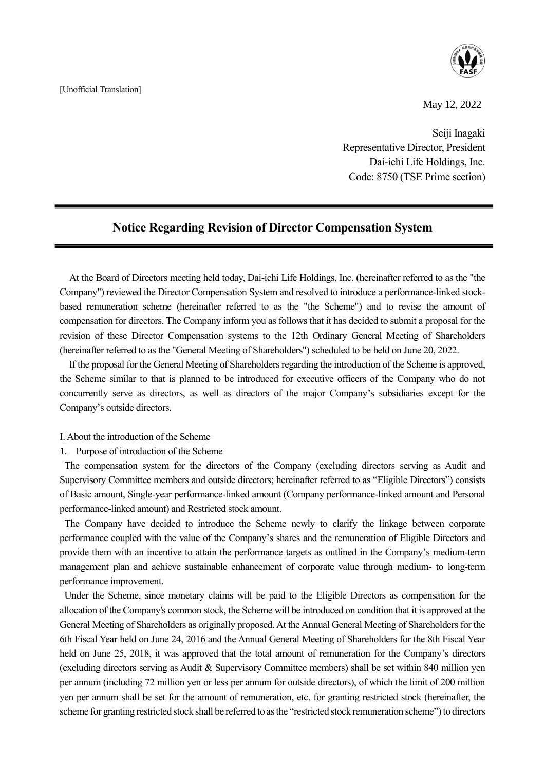[Unofficial Translation]

May 12, 2022

Seiji Inagaki
Representative Director, President
Dai-ichi Life Holdings, Inc.
Code: 8750 (TSE Prime section)

# Notice Regarding Revision of Director Compensation System

At the Board of Directors meeting held today, Dai-ichi Life Holdings, Inc. (hereinafter referred to as the "the Company") reviewed the Director Compensation System and resolved to introduce a performance-linked stock-based remuneration scheme (hereinafter referred to as the "the Scheme") and to revise the amount of compensation for directors. The Company inform you as follows that it has decided to submit a proposal for the revision of these Director Compensation systems to the 12th Ordinary General Meeting of Shareholders (hereinafter referred to as the "General Meeting of Shareholders") scheduled to be held on June 20, 2022.

If the proposal for the General Meeting of Shareholders regarding the introduction of the Scheme is approved, the Scheme similar to that is planned to be introduced for executive officers of the Company who do not concurrently serve as directors, as well as directors of the major Company's subsidiaries except for the Company's outside directors.

I. About the introduction of the Scheme

1. Purpose of introduction of the Scheme

The compensation system for the directors of the Company (excluding directors serving as Audit and Supervisory Committee members and outside directors; hereinafter referred to as "Eligible Directors") consists of Basic amount, Single-year performance-linked amount (Company performance-linked amount and Personal performance-linked amount) and Restricted stock amount.

The Company have decided to introduce the Scheme newly to clarify the linkage between corporate performance coupled with the value of the Company's shares and the remuneration of Eligible Directors and provide them with an incentive to attain the performance targets as outlined in the Company's medium-term management plan and achieve sustainable enhancement of corporate value through medium- to long-term performance improvement.

Under the Scheme, since monetary claims will be paid to the Eligible Directors as compensation for the allocation of the Company's common stock, the Scheme will be introduced on condition that it is approved at the General Meeting of Shareholders as originally proposed. At the Annual General Meeting of Shareholders for the 6th Fiscal Year held on June 24, 2016 and the Annual General Meeting of Shareholders for the 8th Fiscal Year held on June 25, 2018, it was approved that the total amount of remuneration for the Company's directors (excluding directors serving as Audit & Supervisory Committee members) shall be set within 840 million yen per annum (including 72 million yen or less per annum for outside directors), of which the limit of 200 million yen per annum shall be set for the amount of remuneration, etc. for granting restricted stock (hereinafter, the scheme for granting restricted stock shall be referred to as the "restricted stock remuneration scheme") to directors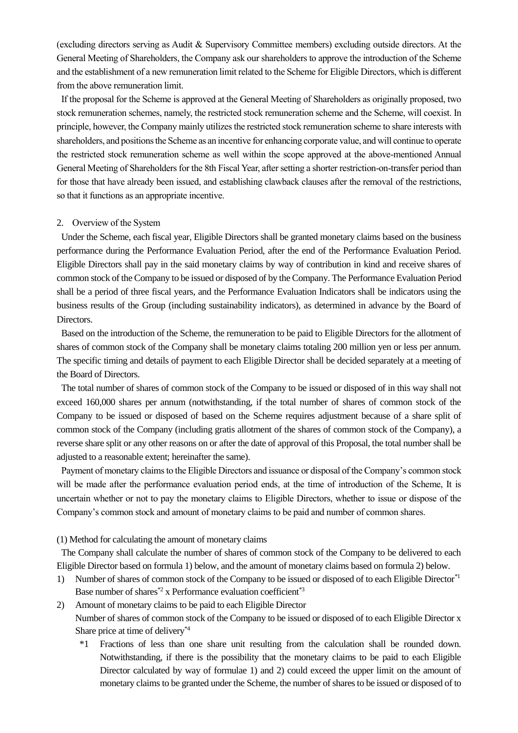(excluding directors serving as Audit & Supervisory Committee members) excluding outside directors. At the General Meeting of Shareholders, the Company ask our shareholders to approve the introduction of the Scheme and the establishment of a new remuneration limit related to the Scheme for Eligible Directors, which is different from the above remuneration limit.

If the proposal for the Scheme is approved at the General Meeting of Shareholders as originally proposed, two stock remuneration schemes, namely, the restricted stock remuneration scheme and the Scheme, will coexist. In principle, however, the Company mainly utilizes the restricted stock remuneration scheme to share interests with shareholders, and positions the Scheme as an incentive for enhancing corporate value, and will continue to operate the restricted stock remuneration scheme as well within the scope approved at the above-mentioned Annual General Meeting of Shareholders for the 8th Fiscal Year, after setting a shorter restriction-on-transfer period than for those that have already been issued, and establishing clawback clauses after the removal of the restrictions, so that it functions as an appropriate incentive.

2. Overview of the System

Under the Scheme, each fiscal year, Eligible Directors shall be granted monetary claims based on the business performance during the Performance Evaluation Period, after the end of the Performance Evaluation Period. Eligible Directors shall pay in the said monetary claims by way of contribution in kind and receive shares of common stock of the Company to be issued or disposed of by the Company. The Performance Evaluation Period shall be a period of three fiscal years, and the Performance Evaluation Indicators shall be indicators using the business results of the Group (including sustainability indicators), as determined in advance by the Board of Directors.

Based on the introduction of the Scheme, the remuneration to be paid to Eligible Directors for the allotment of shares of common stock of the Company shall be monetary claims totaling 200 million yen or less per annum. The specific timing and details of payment to each Eligible Director shall be decided separately at a meeting of the Board of Directors.

The total number of shares of common stock of the Company to be issued or disposed of in this way shall not exceed 160,000 shares per annum (notwithstanding, if the total number of shares of common stock of the Company to be issued or disposed of based on the Scheme requires adjustment because of a share split of common stock of the Company (including gratis allotment of the shares of common stock of the Company), a reverse share split or any other reasons on or after the date of approval of this Proposal, the total number shall be adjusted to a reasonable extent; hereinafter the same).

Payment of monetary claims to the Eligible Directors and issuance or disposal of the Company's common stock will be made after the performance evaluation period ends, at the time of introduction of the Scheme, It is uncertain whether or not to pay the monetary claims to Eligible Directors, whether to issue or dispose of the Company's common stock and amount of monetary claims to be paid and number of common shares.

(1) Method for calculating the amount of monetary claims

The Company shall calculate the number of shares of common stock of the Company to be delivered to each Eligible Director based on formula 1) below, and the amount of monetary claims based on formula 2) below.

1) Number of shares of common stock of the Company to be issued or disposed of to each Eligible Director*1
   Base number of shares*2 x Performance evaluation coefficient*3
2) Amount of monetary claims to be paid to each Eligible Director
   Number of shares of common stock of the Company to be issued or disposed of to each Eligible Director x Share price at time of delivery*4

   *1 Fractions of less than one share unit resulting from the calculation shall be rounded down. Notwithstanding, if there is the possibility that the monetary claims to be paid to each Eligible Director calculated by way of formulae 1) and 2) could exceed the upper limit on the amount of monetary claims to be granted under the Scheme, the number of shares to be issued or disposed of to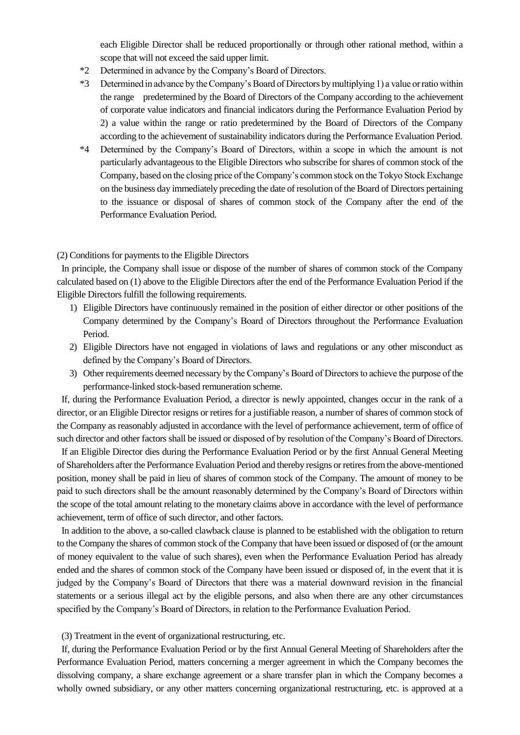each Eligible Director shall be reduced proportionally or through other rational method, within a scope that will not exceed the said upper limit.

*2 Determined in advance by the Company's Board of Directors.

*3 Determined in advance by the Company's Board of Directors by multiplying 1) a value or ratio within the range predetermined by the Board of Directors of the Company according to the achievement of corporate value indicators and financial indicators during the Performance Evaluation Period by 2) a value within the range or ratio predetermined by the Board of Directors of the Company according to the achievement of sustainability indicators during the Performance Evaluation Period.

*4 Determined by the Company's Board of Directors, within a scope in which the amount is not particularly advantageous to the Eligible Directors who subscribe for shares of common stock of the Company, based on the closing price of the Company's common stock on the Tokyo Stock Exchange on the business day immediately preceding the date of resolution of the Board of Directors pertaining to the issuance or disposal of shares of common stock of the Company after the end of the Performance Evaluation Period.

(2) Conditions for payments to the Eligible Directors

In principle, the Company shall issue or dispose of the number of shares of common stock of the Company calculated based on (1) above to the Eligible Directors after the end of the Performance Evaluation Period if the Eligible Directors fulfill the following requirements.

1) Eligible Directors have continuously remained in the position of either director or other positions of the Company determined by the Company's Board of Directors throughout the Performance Evaluation Period.
2) Eligible Directors have not engaged in violations of laws and regulations or any other misconduct as defined by the Company's Board of Directors.
3) Other requirements deemed necessary by the Company's Board of Directors to achieve the purpose of the performance-linked stock-based remuneration scheme.

If, during the Performance Evaluation Period, a director is newly appointed, changes occur in the rank of a director, or an Eligible Director resigns or retires for a justifiable reason, a number of shares of common stock of the Company as reasonably adjusted in accordance with the level of performance achievement, term of office of such director and other factors shall be issued or disposed of by resolution of the Company's Board of Directors.

If an Eligible Director dies during the Performance Evaluation Period or by the first Annual General Meeting of Shareholders after the Performance Evaluation Period and thereby resigns or retires from the above-mentioned position, money shall be paid in lieu of shares of common stock of the Company. The amount of money to be paid to such directors shall be the amount reasonably determined by the Company's Board of Directors within the scope of the total amount relating to the monetary claims above in accordance with the level of performance achievement, term of office of such director, and other factors.

In addition to the above, a so-called clawback clause is planned to be established with the obligation to return to the Company the shares of common stock of the Company that have been issued or disposed of (or the amount of money equivalent to the value of such shares), even when the Performance Evaluation Period has already ended and the shares of common stock of the Company have been issued or disposed of, in the event that it is judged by the Company's Board of Directors that there was a material downward revision in the financial statements or a serious illegal act by the eligible persons, and also when there are any other circumstances specified by the Company's Board of Directors, in relation to the Performance Evaluation Period.

(3) Treatment in the event of organizational restructuring, etc.

If, during the Performance Evaluation Period or by the first Annual General Meeting of Shareholders after the Performance Evaluation Period, matters concerning a merger agreement in which the Company becomes the dissolving company, a share exchange agreement or a share transfer plan in which the Company becomes a wholly owned subsidiary, or any other matters concerning organizational restructuring, etc. is approved at a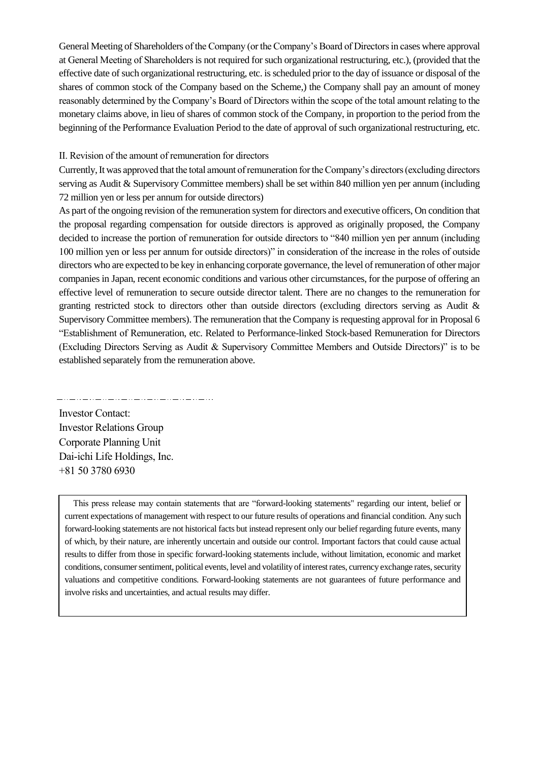General Meeting of Shareholders of the Company (or the Company's Board of Directors in cases where approval at General Meeting of Shareholders is not required for such organizational restructuring, etc.), (provided that the effective date of such organizational restructuring, etc. is scheduled prior to the day of issuance or disposal of the shares of common stock of the Company based on the Scheme,) the Company shall pay an amount of money reasonably determined by the Company's Board of Directors within the scope of the total amount relating to the monetary claims above, in lieu of shares of common stock of the Company, in proportion to the period from the beginning of the Performance Evaluation Period to the date of approval of such organizational restructuring, etc.

II. Revision of the amount of remuneration for directors

Currently, It was approved that the total amount of remuneration for the Company's directors (excluding directors serving as Audit & Supervisory Committee members) shall be set within 840 million yen per annum (including 72 million yen or less per annum for outside directors)

As part of the ongoing revision of the remuneration system for directors and executive officers, On condition that the proposal regarding compensation for outside directors is approved as originally proposed, the Company decided to increase the portion of remuneration for outside directors to "840 million yen per annum (including 100 million yen or less per annum for outside directors)" in consideration of the increase in the roles of outside directors who are expected to be key in enhancing corporate governance, the level of remuneration of other major companies in Japan, recent economic conditions and various other circumstances, for the purpose of offering an effective level of remuneration to secure outside director talent. There are no changes to the remuneration for granting restricted stock to directors other than outside directors (excluding directors serving as Audit & Supervisory Committee members). The remuneration that the Company is requesting approval for in Proposal 6 "Establishment of Remuneration, etc. Related to Performance-linked Stock-based Remuneration for Directors (Excluding Directors Serving as Audit & Supervisory Committee Members and Outside Directors)" is to be established separately from the remuneration above.

---

Investor Contact:
Investor Relations Group
Corporate Planning Unit
Dai-ichi Life Holdings, Inc.
+81 50 3780 6930

This press release may contain statements that are "forward-looking statements" regarding our intent, belief or current expectations of management with respect to our future results of operations and financial condition. Any such forward-looking statements are not historical facts but instead represent only our belief regarding future events, many of which, by their nature, are inherently uncertain and outside our control. Important factors that could cause actual results to differ from those in specific forward-looking statements include, without limitation, economic and market conditions, consumer sentiment, political events, level and volatility of interest rates, currency exchange rates, security valuations and competitive conditions. Forward-looking statements are not guarantees of future performance and involve risks and uncertainties, and actual results may differ.